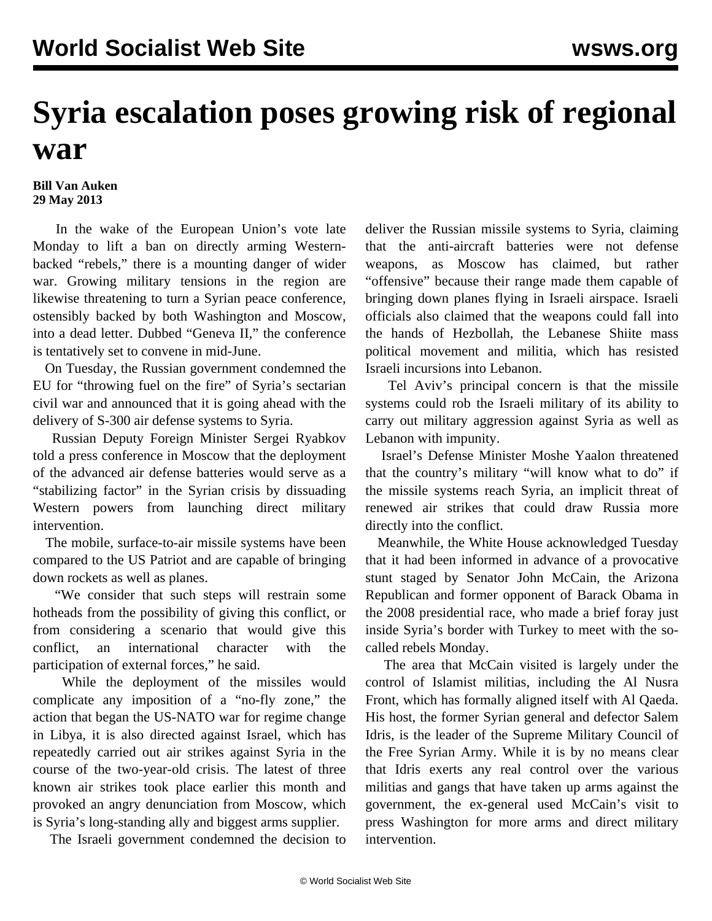# Syria escalation poses growing risk of regional war

**Bill Van Auken**
**29 May 2013**

In the wake of the European Union's vote late Monday to lift a ban on directly arming Western-backed "rebels," there is a mounting danger of wider war. Growing military tensions in the region are likewise threatening to turn a Syrian peace conference, ostensibly backed by both Washington and Moscow, into a dead letter. Dubbed "Geneva II," the conference is tentatively set to convene in mid-June.

On Tuesday, the Russian government condemned the EU for "throwing fuel on the fire" of Syria's sectarian civil war and announced that it is going ahead with the delivery of S-300 air defense systems to Syria.

Russian Deputy Foreign Minister Sergei Ryabkov told a press conference in Moscow that the deployment of the advanced air defense batteries would serve as a "stabilizing factor" in the Syrian crisis by dissuading Western powers from launching direct military intervention.

The mobile, surface-to-air missile systems have been compared to the US Patriot and are capable of bringing down rockets as well as planes.

"We consider that such steps will restrain some hotheads from the possibility of giving this conflict, or from considering a scenario that would give this conflict, an international character with the participation of external forces," he said.

While the deployment of the missiles would complicate any imposition of a "no-fly zone," the action that began the US-NATO war for regime change in Libya, it is also directed against Israel, which has repeatedly carried out air strikes against Syria in the course of the two-year-old crisis. The latest of three known air strikes took place earlier this month and provoked an angry denunciation from Moscow, which is Syria's long-standing ally and biggest arms supplier.

The Israeli government condemned the decision to deliver the Russian missile systems to Syria, claiming that the anti-aircraft batteries were not defense weapons, as Moscow has claimed, but rather "offensive" because their range made them capable of bringing down planes flying in Israeli airspace. Israeli officials also claimed that the weapons could fall into the hands of Hezbollah, the Lebanese Shiite mass political movement and militia, which has resisted Israeli incursions into Lebanon.

Tel Aviv's principal concern is that the missile systems could rob the Israeli military of its ability to carry out military aggression against Syria as well as Lebanon with impunity.

Israel's Defense Minister Moshe Yaalon threatened that the country's military "will know what to do" if the missile systems reach Syria, an implicit threat of renewed air strikes that could draw Russia more directly into the conflict.

Meanwhile, the White House acknowledged Tuesday that it had been informed in advance of a provocative stunt staged by Senator John McCain, the Arizona Republican and former opponent of Barack Obama in the 2008 presidential race, who made a brief foray just inside Syria's border with Turkey to meet with the so-called rebels Monday.

The area that McCain visited is largely under the control of Islamist militias, including the Al Nusra Front, which has formally aligned itself with Al Qaeda. His host, the former Syrian general and defector Salem Idris, is the leader of the Supreme Military Council of the Free Syrian Army. While it is by no means clear that Idris exerts any real control over the various militias and gangs that have taken up arms against the government, the ex-general used McCain's visit to press Washington for more arms and direct military intervention.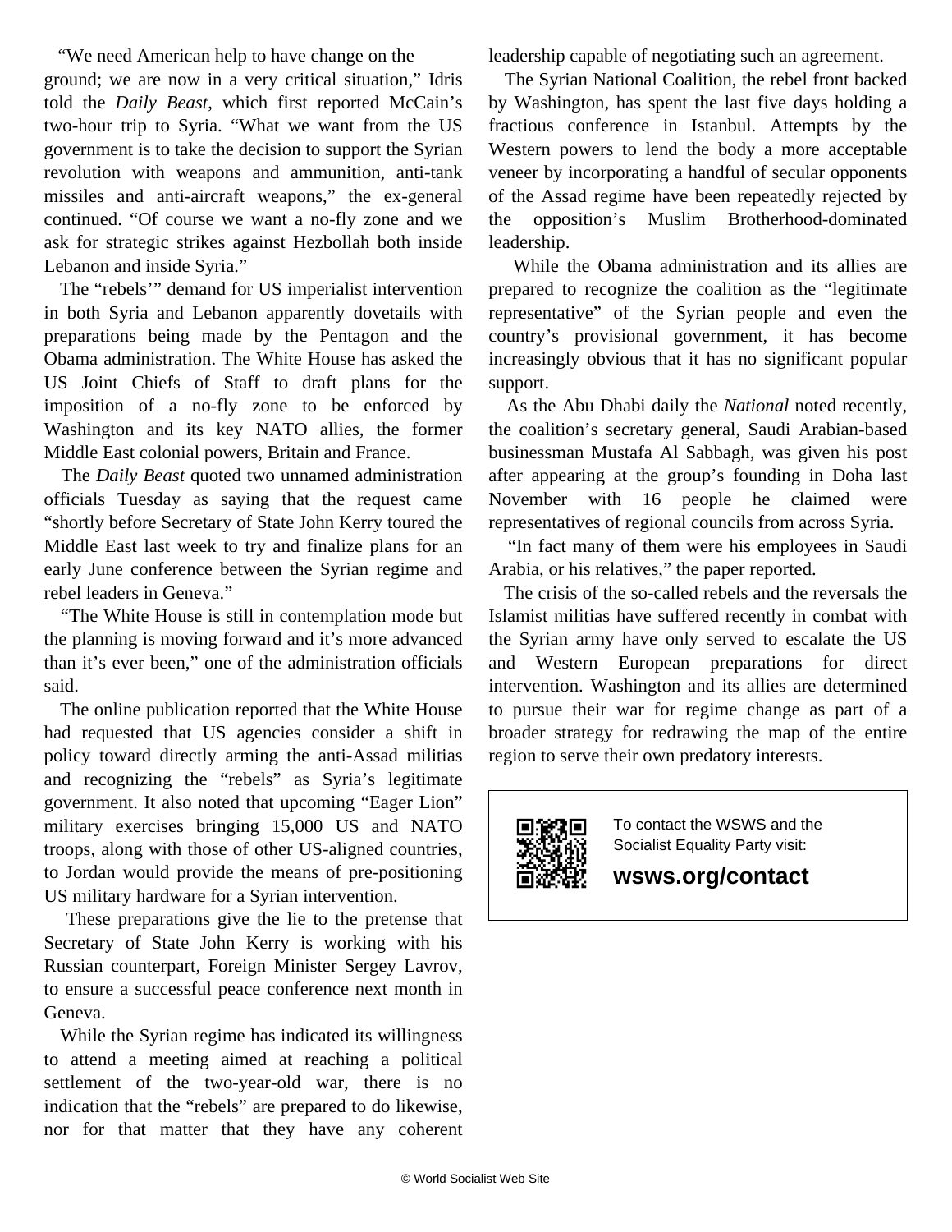"We need American help to have change on the ground; we are now in a very critical situation," Idris told the *Daily Beast*, which first reported McCain's two-hour trip to Syria. "What we want from the US government is to take the decision to support the Syrian revolution with weapons and ammunition, anti-tank missiles and anti-aircraft weapons," the ex-general continued. "Of course we want a no-fly zone and we ask for strategic strikes against Hezbollah both inside Lebanon and inside Syria."

The "rebels'" demand for US imperialist intervention in both Syria and Lebanon apparently dovetails with preparations being made by the Pentagon and the Obama administration. The White House has asked the US Joint Chiefs of Staff to draft plans for the imposition of a no-fly zone to be enforced by Washington and its key NATO allies, the former Middle East colonial powers, Britain and France.

The *Daily Beast* quoted two unnamed administration officials Tuesday as saying that the request came "shortly before Secretary of State John Kerry toured the Middle East last week to try and finalize plans for an early June conference between the Syrian regime and rebel leaders in Geneva."

"The White House is still in contemplation mode but the planning is moving forward and it's more advanced than it's ever been," one of the administration officials said.

The online publication reported that the White House had requested that US agencies consider a shift in policy toward directly arming the anti-Assad militias and recognizing the "rebels" as Syria's legitimate government. It also noted that upcoming "Eager Lion" military exercises bringing 15,000 US and NATO troops, along with those of other US-aligned countries, to Jordan would provide the means of pre-positioning US military hardware for a Syrian intervention.

These preparations give the lie to the pretense that Secretary of State John Kerry is working with his Russian counterpart, Foreign Minister Sergey Lavrov, to ensure a successful peace conference next month in Geneva.

While the Syrian regime has indicated its willingness to attend a meeting aimed at reaching a political settlement of the two-year-old war, there is no indication that the "rebels" are prepared to do likewise, nor for that matter that they have any coherent leadership capable of negotiating such an agreement.

The Syrian National Coalition, the rebel front backed by Washington, has spent the last five days holding a fractious conference in Istanbul. Attempts by the Western powers to lend the body a more acceptable veneer by incorporating a handful of secular opponents of the Assad regime have been repeatedly rejected by the opposition's Muslim Brotherhood-dominated leadership.

While the Obama administration and its allies are prepared to recognize the coalition as the "legitimate representative" of the Syrian people and even the country's provisional government, it has become increasingly obvious that it has no significant popular support.

As the Abu Dhabi daily the *National* noted recently, the coalition's secretary general, Saudi Arabian-based businessman Mustafa Al Sabbagh, was given his post after appearing at the group's founding in Doha last November with 16 people he claimed were representatives of regional councils from across Syria.

"In fact many of them were his employees in Saudi Arabia, or his relatives," the paper reported.

The crisis of the so-called rebels and the reversals the Islamist militias have suffered recently in combat with the Syrian army have only served to escalate the US and Western European preparations for direct intervention. Washington and its allies are determined to pursue their war for regime change as part of a broader strategy for redrawing the map of the entire region to serve their own predatory interests.

To contact the WSWS and the Socialist Equality Party visit:

**wsws.org/contact**